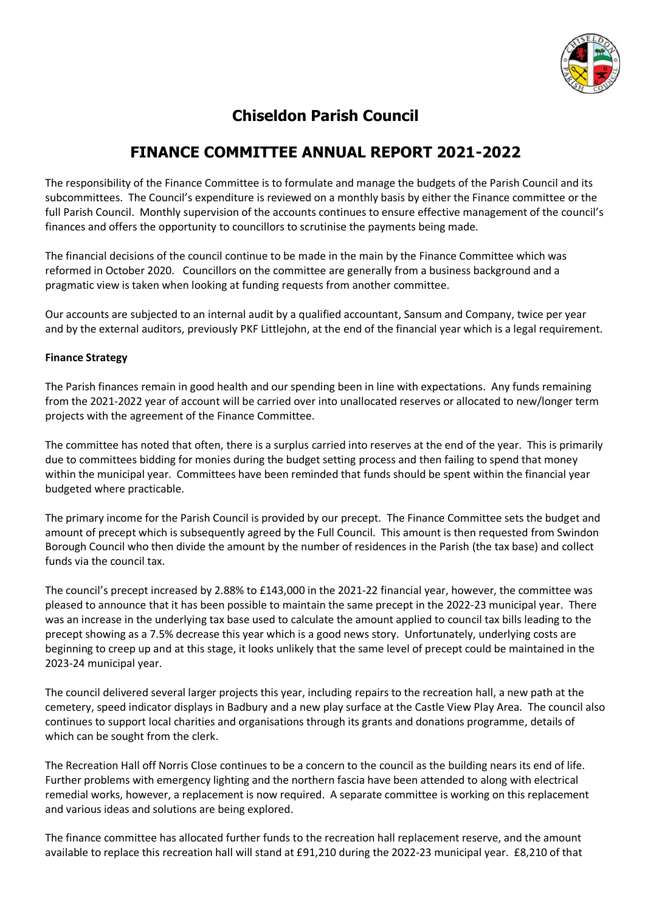# Chiseldon Parish Council

## FINANCE COMMITTEE ANNUAL REPORT 2021-2022

The responsibility of the Finance Committee is to formulate and manage the budgets of the Parish Council and its subcommittees. The Council's expenditure is reviewed on a monthly basis by either the Finance committee or the full Parish Council. Monthly supervision of the accounts continues to ensure effective management of the council's finances and offers the opportunity to councillors to scrutinise the payments being made.

The financial decisions of the council continue to be made in the main by the Finance Committee which was reformed in October 2020. Councillors on the committee are generally from a business background and a pragmatic view is taken when looking at funding requests from another committee.

Our accounts are subjected to an internal audit by a qualified accountant, Sansum and Company, twice per year and by the external auditors, previously PKF Littlejohn, at the end of the financial year which is a legal requirement.

**Finance Strategy**

The Parish finances remain in good health and our spending been in line with expectations. Any funds remaining from the 2021-2022 year of account will be carried over into unallocated reserves or allocated to new/longer term projects with the agreement of the Finance Committee.

The committee has noted that often, there is a surplus carried into reserves at the end of the year. This is primarily due to committees bidding for monies during the budget setting process and then failing to spend that money within the municipal year. Committees have been reminded that funds should be spent within the financial year budgeted where practicable.

The primary income for the Parish Council is provided by our precept. The Finance Committee sets the budget and amount of precept which is subsequently agreed by the Full Council. This amount is then requested from Swindon Borough Council who then divide the amount by the number of residences in the Parish (the tax base) and collect funds via the council tax.

The council's precept increased by 2.88% to £143,000 in the 2021-22 financial year, however, the committee was pleased to announce that it has been possible to maintain the same precept in the 2022-23 municipal year. There was an increase in the underlying tax base used to calculate the amount applied to council tax bills leading to the precept showing as a 7.5% decrease this year which is a good news story. Unfortunately, underlying costs are beginning to creep up and at this stage, it looks unlikely that the same level of precept could be maintained in the 2023-24 municipal year.

The council delivered several larger projects this year, including repairs to the recreation hall, a new path at the cemetery, speed indicator displays in Badbury and a new play surface at the Castle View Play Area. The council also continues to support local charities and organisations through its grants and donations programme, details of which can be sought from the clerk.

The Recreation Hall off Norris Close continues to be a concern to the council as the building nears its end of life. Further problems with emergency lighting and the northern fascia have been attended to along with electrical remedial works, however, a replacement is now required. A separate committee is working on this replacement and various ideas and solutions are being explored.

The finance committee has allocated further funds to the recreation hall replacement reserve, and the amount available to replace this recreation hall will stand at £91,210 during the 2022-23 municipal year. £8,210 of that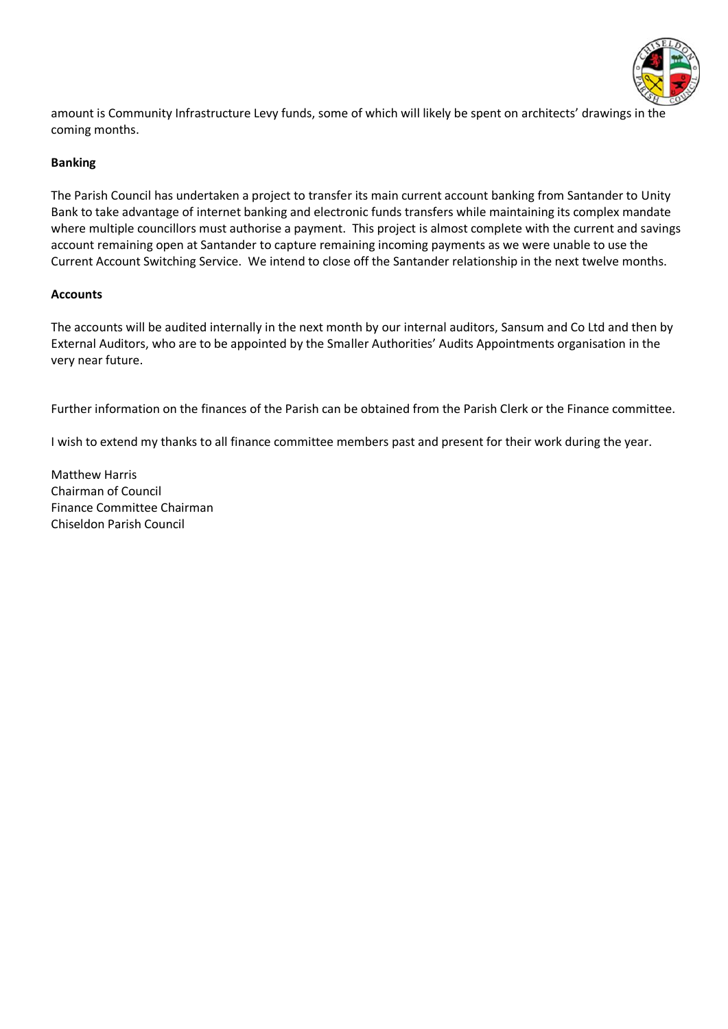amount is Community Infrastructure Levy funds, some of which will likely be spent on architects' drawings in the coming months.

**Banking**

The Parish Council has undertaken a project to transfer its main current account banking from Santander to Unity Bank to take advantage of internet banking and electronic funds transfers while maintaining its complex mandate where multiple councillors must authorise a payment. This project is almost complete with the current and savings account remaining open at Santander to capture remaining incoming payments as we were unable to use the Current Account Switching Service. We intend to close off the Santander relationship in the next twelve months.

**Accounts**

The accounts will be audited internally in the next month by our internal auditors, Sansum and Co Ltd and then by External Auditors, who are to be appointed by the Smaller Authorities' Audits Appointments organisation in the very near future.

Further information on the finances of the Parish can be obtained from the Parish Clerk or the Finance committee.

I wish to extend my thanks to all finance committee members past and present for their work during the year.

Matthew Harris
Chairman of Council
Finance Committee Chairman
Chiseldon Parish Council